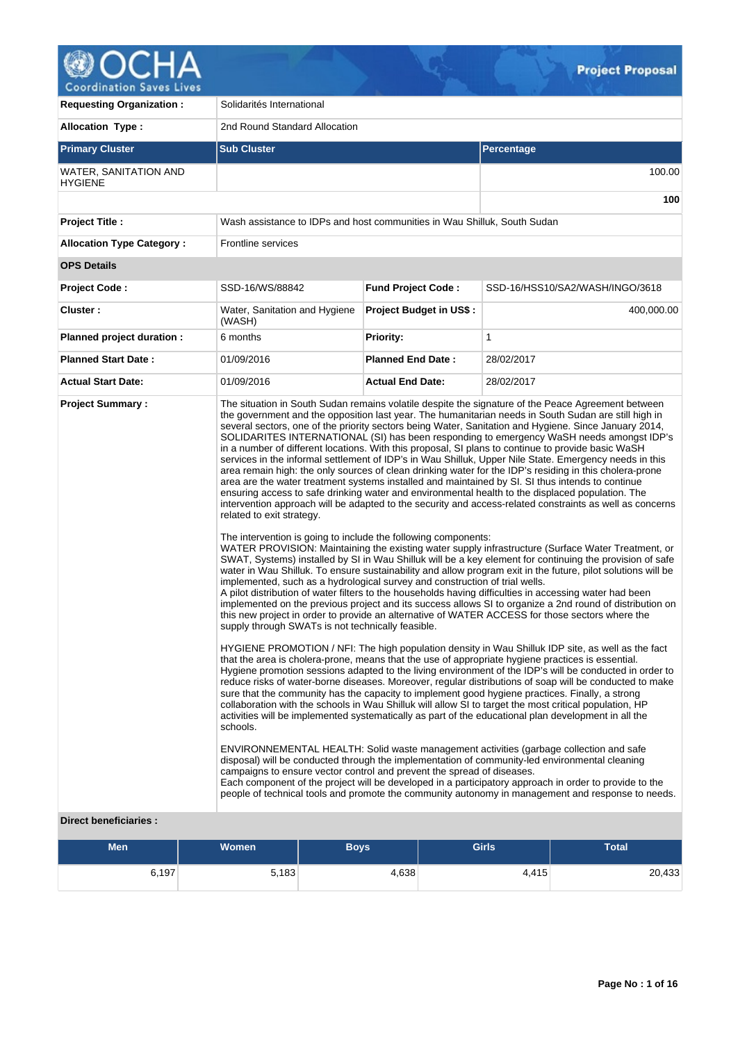# Project Proposal

| | | | |
|---|---|---|---|
| **Requesting Organization :** | Solidarités International | | |
| **Allocation Type :** | 2nd Round Standard Allocation | | |

| Primary Cluster | Sub Cluster | Percentage |
|---|---|---|
| WATER, SANITATION AND HYGIENE | | 100.00 |
| | | **100** |

| | |
|---|---|
| **Project Title :** | Wash assistance to IDPs and host communities in Wau Shilluk, South Sudan |
| **Allocation Type Category :** | Frontline services |

**OPS Details**

| | | | |
|---|---|---|---|
| **Project Code :** | SSD-16/WS/88842 | **Fund Project Code :** | SSD-16/HSS10/SA2/WASH/INGO/3618 |
| **Cluster :** | Water, Sanitation and Hygiene (WASH) | **Project Budget in US$ :** | 400,000.00 |
| **Planned project duration :** | 6 months | **Priority:** | 1 |
| **Planned Start Date :** | 01/09/2016 | **Planned End Date :** | 28/02/2017 |
| **Actual Start Date:** | 01/09/2016 | **Actual End Date:** | 28/02/2017 |

**Project Summary :**

The situation in South Sudan remains volatile despite the signature of the Peace Agreement between the government and the opposition last year. The humanitarian needs in South Sudan are still high in several sectors, one of the priority sectors being Water, Sanitation and Hygiene. Since January 2014, SOLIDARITES INTERNATIONAL (SI) has been responding to emergency WaSH needs amongst IDP's in a number of different locations. With this proposal, SI plans to continue to provide basic WaSH services in the informal settlement of IDP's in Wau Shilluk, Upper Nile State. Emergency needs in this area remain high: the only sources of clean drinking water for the IDP's residing in this cholera-prone area are the water treatment systems installed and maintained by SI. SI thus intends to continue ensuring access to safe drinking water and environmental health to the displaced population. The intervention approach will be adapted to the security and access-related constraints as well as concerns related to exit strategy.

The intervention is going to include the following components:
WATER PROVISION: Maintaining the existing water supply infrastructure (Surface Water Treatment, or SWAT, Systems) installed by SI in Wau Shilluk will be a key element for continuing the provision of safe water in Wau Shilluk. To ensure sustainability and allow program exit in the future, pilot solutions will be implemented, such as a hydrological survey and construction of trial wells.
A pilot distribution of water filters to the households having difficulties in accessing water had been implemented on the previous project and its success allows SI to organize a 2nd round of distribution on this new project in order to provide an alternative of WATER ACCESS for those sectors where the supply through SWATs is not technically feasible.

HYGIENE PROMOTION / NFI: The high population density in Wau Shilluk IDP site, as well as the fact that the area is cholera-prone, means that the use of appropriate hygiene practices is essential. Hygiene promotion sessions adapted to the living environment of the IDP's will be conducted in order to reduce risks of water-borne diseases. Moreover, regular distributions of soap will be conducted to make sure that the community has the capacity to implement good hygiene practices. Finally, a strong collaboration with the schools in Wau Shilluk will allow SI to target the most critical population, HP activities will be implemented systematically as part of the educational plan development in all the schools.

ENVIRONNEMENTAL HEALTH: Solid waste management activities (garbage collection and safe disposal) will be conducted through the implementation of community-led environmental cleaning campaigns to ensure vector control and prevent the spread of diseases.
Each component of the project will be developed in a participatory approach in order to provide to the people of technical tools and promote the community autonomy in management and response to needs.

**Direct beneficiaries :**

| Men | Women | Boys | Girls | Total |
|---|---|---|---|---|
| 6,197 | 5,183 | 4,638 | 4,415 | 20,433 |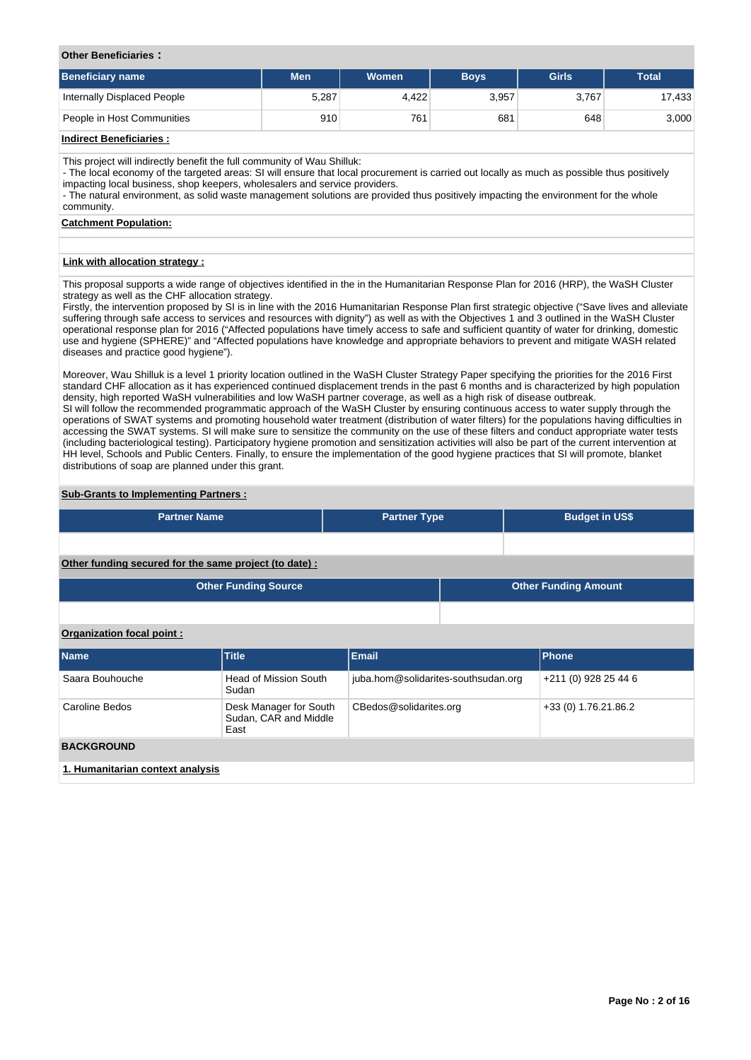**Other Beneficiaries :**

| Beneficiary name | Men | Women | Boys | Girls | Total |
|---|---|---|---|---|---|
| Internally Displaced People | 5,287 | 4,422 | 3,957 | 3,767 | 17,433 |
| People in Host Communities | 910 | 761 | 681 | 648 | 3,000 |

**Indirect Beneficiaries :**

This project will indirectly benefit the full community of Wau Shilluk:
- The local economy of the targeted areas: SI will ensure that local procurement is carried out locally as much as possible thus positively impacting local business, shop keepers, wholesalers and service providers.
- The natural environment, as solid waste management solutions are provided thus positively impacting the environment for the whole community.

**Catchment Population:**

**Link with allocation strategy :**

This proposal supports a wide range of objectives identified in the in the Humanitarian Response Plan for 2016 (HRP), the WaSH Cluster strategy as well as the CHF allocation strategy.
Firstly, the intervention proposed by SI is in line with the 2016 Humanitarian Response Plan first strategic objective ("Save lives and alleviate suffering through safe access to services and resources with dignity") as well as with the Objectives 1 and 3 outlined in the WaSH Cluster operational response plan for 2016 ("Affected populations have timely access to safe and sufficient quantity of water for drinking, domestic use and hygiene (SPHERE)" and "Affected populations have knowledge and appropriate behaviors to prevent and mitigate WASH related diseases and practice good hygiene").

Moreover, Wau Shilluk is a level 1 priority location outlined in the WaSH Cluster Strategy Paper specifying the priorities for the 2016 First standard CHF allocation as it has experienced continued displacement trends in the past 6 months and is characterized by high population density, high reported WaSH vulnerabilities and low WaSH partner coverage, as well as a high risk of disease outbreak.
SI will follow the recommended programmatic approach of the WaSH Cluster by ensuring continuous access to water supply through the operations of SWAT systems and promoting household water treatment (distribution of water filters) for the populations having difficulties in accessing the SWAT systems. SI will make sure to sensitize the community on the use of these filters and conduct appropriate water tests (including bacteriological testing). Participatory hygiene promotion and sensitization activities will also be part of the current intervention at HH level, Schools and Public Centers. Finally, to ensure the implementation of the good hygiene practices that SI will promote, blanket distributions of soap are planned under this grant.

**Sub-Grants to Implementing Partners :**

| Partner Name | Partner Type | Budget in US$ |
|---|---|---|
| | | |

**Other funding secured for the same project (to date) :**

| Other Funding Source | Other Funding Amount |
|---|---|
| | |

**Organization focal point :**

| Name | Title | Email | Phone |
|---|---|---|---|
| Saara Bouhouche | Head of Mission South Sudan | juba.hom@solidarites-southsudan.org | +211 (0) 928 25 44 6 |
| Caroline Bedos | Desk Manager for South Sudan, CAR and Middle East | CBedos@solidarites.org | +33 (0) 1.76.21.86.2 |

## BACKGROUND

**1. Humanitarian context analysis**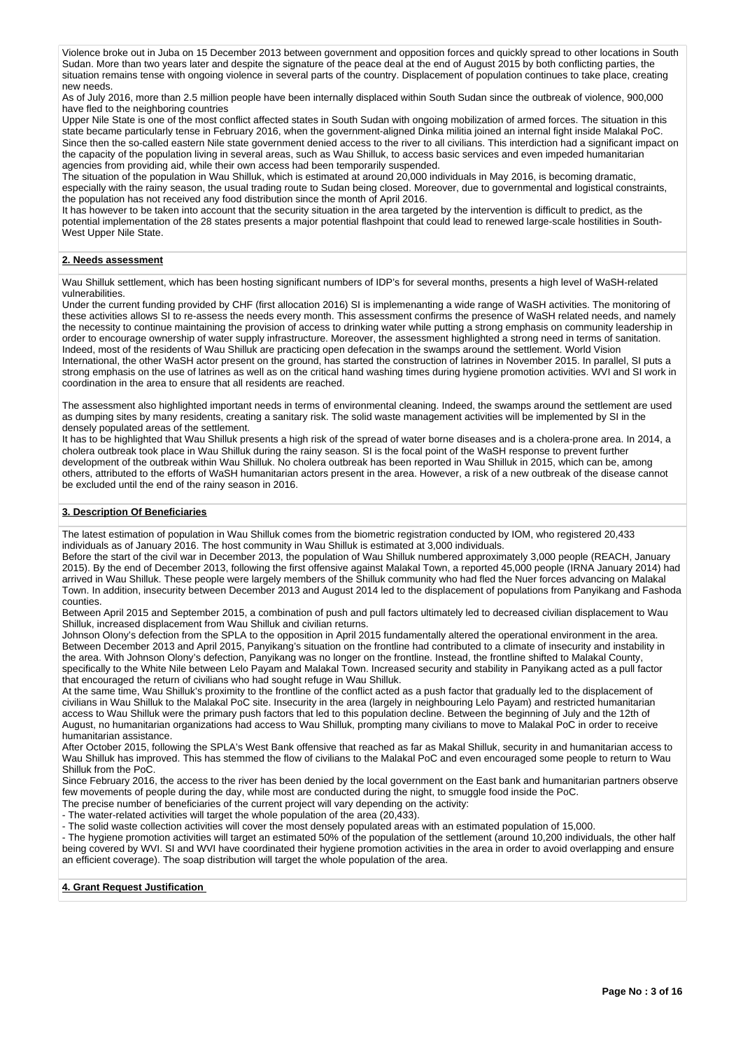Violence broke out in Juba on 15 December 2013 between government and opposition forces and quickly spread to other locations in South Sudan. More than two years later and despite the signature of the peace deal at the end of August 2015 by both conflicting parties, the situation remains tense with ongoing violence in several parts of the country. Displacement of population continues to take place, creating new needs.

As of July 2016, more than 2.5 million people have been internally displaced within South Sudan since the outbreak of violence, 900,000 have fled to the neighboring countries

Upper Nile State is one of the most conflict affected states in South Sudan with ongoing mobilization of armed forces. The situation in this state became particularly tense in February 2016, when the government-aligned Dinka militia joined an internal fight inside Malakal PoC. Since then the so-called eastern Nile state government denied access to the river to all civilians. This interdiction had a significant impact on the capacity of the population living in several areas, such as Wau Shilluk, to access basic services and even impeded humanitarian agencies from providing aid, while their own access had been temporarily suspended.

The situation of the population in Wau Shilluk, which is estimated at around 20,000 individuals in May 2016, is becoming dramatic, especially with the rainy season, the usual trading route to Sudan being closed. Moreover, due to governmental and logistical constraints, the population has not received any food distribution since the month of April 2016.

It has however to be taken into account that the security situation in the area targeted by the intervention is difficult to predict, as the potential implementation of the 28 states presents a major potential flashpoint that could lead to renewed large-scale hostilities in South-West Upper Nile State.

## 2. Needs assessment

Wau Shilluk settlement, which has been hosting significant numbers of IDP's for several months, presents a high level of WaSH-related vulnerabilities.

Under the current funding provided by CHF (first allocation 2016) SI is implemenanting a wide range of WaSH activities. The monitoring of these activities allows SI to re-assess the needs every month. This assessment confirms the presence of WaSH related needs, and namely the necessity to continue maintaining the provision of access to drinking water while putting a strong emphasis on community leadership in order to encourage ownership of water supply infrastructure. Moreover, the assessment highlighted a strong need in terms of sanitation. Indeed, most of the residents of Wau Shilluk are practicing open defecation in the swamps around the settlement. World Vision International, the other WaSH actor present on the ground, has started the construction of latrines in November 2015. In parallel, SI puts a strong emphasis on the use of latrines as well as on the critical hand washing times during hygiene promotion activities. WVI and SI work in coordination in the area to ensure that all residents are reached.

The assessment also highlighted important needs in terms of environmental cleaning. Indeed, the swamps around the settlement are used as dumping sites by many residents, creating a sanitary risk. The solid waste management activities will be implemented by SI in the densely populated areas of the settlement.

It has to be highlighted that Wau Shilluk presents a high risk of the spread of water borne diseases and is a cholera-prone area. In 2014, a cholera outbreak took place in Wau Shilluk during the rainy season. SI is the focal point of the WaSH response to prevent further development of the outbreak within Wau Shilluk. No cholera outbreak has been reported in Wau Shilluk in 2015, which can be, among others, attributed to the efforts of WaSH humanitarian actors present in the area. However, a risk of a new outbreak of the disease cannot be excluded until the end of the rainy season in 2016.

## 3. Description Of Beneficiaries

The latest estimation of population in Wau Shilluk comes from the biometric registration conducted by IOM, who registered 20,433 individuals as of January 2016. The host community in Wau Shilluk is estimated at 3,000 individuals.

Before the start of the civil war in December 2013, the population of Wau Shilluk numbered approximately 3,000 people (REACH, January 2015). By the end of December 2013, following the first offensive against Malakal Town, a reported 45,000 people (IRNA January 2014) had arrived in Wau Shilluk. These people were largely members of the Shilluk community who had fled the Nuer forces advancing on Malakal Town. In addition, insecurity between December 2013 and August 2014 led to the displacement of populations from Panyikang and Fashoda counties.

Between April 2015 and September 2015, a combination of push and pull factors ultimately led to decreased civilian displacement to Wau Shilluk, increased displacement from Wau Shilluk and civilian returns.

Johnson Olony's defection from the SPLA to the opposition in April 2015 fundamentally altered the operational environment in the area. Between December 2013 and April 2015, Panyikang's situation on the frontline had contributed to a climate of insecurity and instability in the area. With Johnson Olony's defection, Panyikang was no longer on the frontline. Instead, the frontline shifted to Malakal County, specifically to the White Nile between Lelo Payam and Malakal Town. Increased security and stability in Panyikang acted as a pull factor that encouraged the return of civilians who had sought refuge in Wau Shilluk.

At the same time, Wau Shilluk's proximity to the frontline of the conflict acted as a push factor that gradually led to the displacement of civilians in Wau Shilluk to the Malakal PoC site. Insecurity in the area (largely in neighbouring Lelo Payam) and restricted humanitarian access to Wau Shilluk were the primary push factors that led to this population decline. Between the beginning of July and the 12th of August, no humanitarian organizations had access to Wau Shilluk, prompting many civilians to move to Malakal PoC in order to receive humanitarian assistance.

After October 2015, following the SPLA's West Bank offensive that reached as far as Makal Shilluk, security in and humanitarian access to Wau Shilluk has improved. This has stemmed the flow of civilians to the Malakal PoC and even encouraged some people to return to Wau Shilluk from the PoC.

Since February 2016, the access to the river has been denied by the local government on the East bank and humanitarian partners observe few movements of people during the day, while most are conducted during the night, to smuggle food inside the PoC.

The precise number of beneficiaries of the current project will vary depending on the activity:

- The water-related activities will target the whole population of the area (20,433).
- The solid waste collection activities will cover the most densely populated areas with an estimated population of 15,000.
- The hygiene promotion activities will target an estimated 50% of the population of the settlement (around 10,200 individuals, the other half being covered by WVI. SI and WVI have coordinated their hygiene promotion activities in the area in order to avoid overlapping and ensure an efficient coverage). The soap distribution will target the whole population of the area.

## 4. Grant Request Justification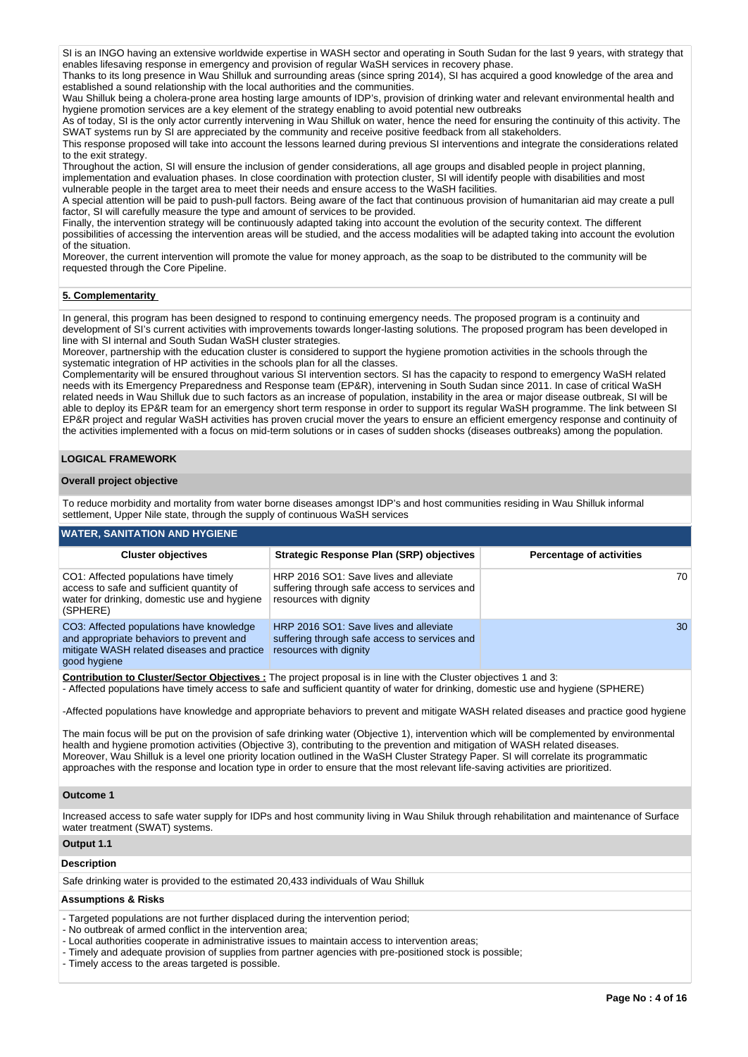SI is an INGO having an extensive worldwide expertise in WASH sector and operating in South Sudan for the last 9 years, with strategy that enables lifesaving response in emergency and provision of regular WaSH services in recovery phase.
Thanks to its long presence in Wau Shilluk and surrounding areas (since spring 2014), SI has acquired a good knowledge of the area and established a sound relationship with the local authorities and the communities.
Wau Shilluk being a cholera-prone area hosting large amounts of IDP's, provision of drinking water and relevant environmental health and hygiene promotion services are a key element of the strategy enabling to avoid potential new outbreaks
As of today, SI is the only actor currently intervening in Wau Shilluk on water, hence the need for ensuring the continuity of this activity. The SWAT systems run by SI are appreciated by the community and receive positive feedback from all stakeholders.
This response proposed will take into account the lessons learned during previous SI interventions and integrate the considerations related to the exit strategy.
Throughout the action, SI will ensure the inclusion of gender considerations, all age groups and disabled people in project planning, implementation and evaluation phases. In close coordination with protection cluster, SI will identify people with disabilities and most vulnerable people in the target area to meet their needs and ensure access to the WaSH facilities.
A special attention will be paid to push-pull factors. Being aware of the fact that continuous provision of humanitarian aid may create a pull factor, SI will carefully measure the type and amount of services to be provided.
Finally, the intervention strategy will be continuously adapted taking into account the evolution of the security context. The different possibilities of accessing the intervention areas will be studied, and the access modalities will be adapted taking into account the evolution of the situation.
Moreover, the current intervention will promote the value for money approach, as the soap to be distributed to the community will be requested through the Core Pipeline.

**5. Complementarity**

In general, this program has been designed to respond to continuing emergency needs. The proposed program is a continuity and development of SI's current activities with improvements towards longer-lasting solutions. The proposed program has been developed in line with SI internal and South Sudan WaSH cluster strategies.
Moreover, partnership with the education cluster is considered to support the hygiene promotion activities in the schools through the systematic integration of HP activities in the schools plan for all the classes.
Complementarity will be ensured throughout various SI intervention sectors. SI has the capacity to respond to emergency WaSH related needs with its Emergency Preparedness and Response team (EP&R), intervening in South Sudan since 2011. In case of critical WaSH related needs in Wau Shilluk due to such factors as an increase of population, instability in the area or major disease outbreak, SI will be able to deploy its EP&R team for an emergency short term response in order to support its regular WaSH programme. The link between SI EP&R project and regular WaSH activities has proven crucial mover the years to ensure an efficient emergency response and continuity of the activities implemented with a focus on mid-term solutions or in cases of sudden shocks (diseases outbreaks) among the population.

## LOGICAL FRAMEWORK

**Overall project objective**

To reduce morbidity and mortality from water borne diseases amongst IDP's and host communities residing in Wau Shilluk informal settlement, Upper Nile state, through the supply of continuous WaSH services

**WATER, SANITATION AND HYGIENE**

| Cluster objectives | Strategic Response Plan (SRP) objectives | Percentage of activities |
|---|---|---|
| CO1: Affected populations have timely access to safe and sufficient quantity of water for drinking, domestic use and hygiene (SPHERE) | HRP 2016 SO1: Save lives and alleviate suffering through safe access to services and resources with dignity | 70 |
| CO3: Affected populations have knowledge and appropriate behaviors to prevent and mitigate WASH related diseases and practice good hygiene | HRP 2016 SO1: Save lives and alleviate suffering through safe access to services and resources with dignity | 30 |

**Contribution to Cluster/Sector Objectives :** The project proposal is in line with the Cluster objectives 1 and 3:
- Affected populations have timely access to safe and sufficient quantity of water for drinking, domestic use and hygiene (SPHERE)

-Affected populations have knowledge and appropriate behaviors to prevent and mitigate WASH related diseases and practice good hygiene

The main focus will be put on the provision of safe drinking water (Objective 1), intervention which will be complemented by environmental health and hygiene promotion activities (Objective 3), contributing to the prevention and mitigation of WASH related diseases.
Moreover, Wau Shilluk is a level one priority location outlined in the WaSH Cluster Strategy Paper. SI will correlate its programmatic approaches with the response and location type in order to ensure that the most relevant life-saving activities are prioritized.

**Outcome 1**

Increased access to safe water supply for IDPs and host community living in Wau Shiluk through rehabilitation and maintenance of Surface water treatment (SWAT) systems.

**Output 1.1**

**Description**

Safe drinking water is provided to the estimated 20,433 individuals of Wau Shilluk

**Assumptions & Risks**

- Targeted populations are not further displaced during the intervention period;
- No outbreak of armed conflict in the intervention area;
- Local authorities cooperate in administrative issues to maintain access to intervention areas;
- Timely and adequate provision of supplies from partner agencies with pre-positioned stock is possible;
- Timely access to the areas targeted is possible.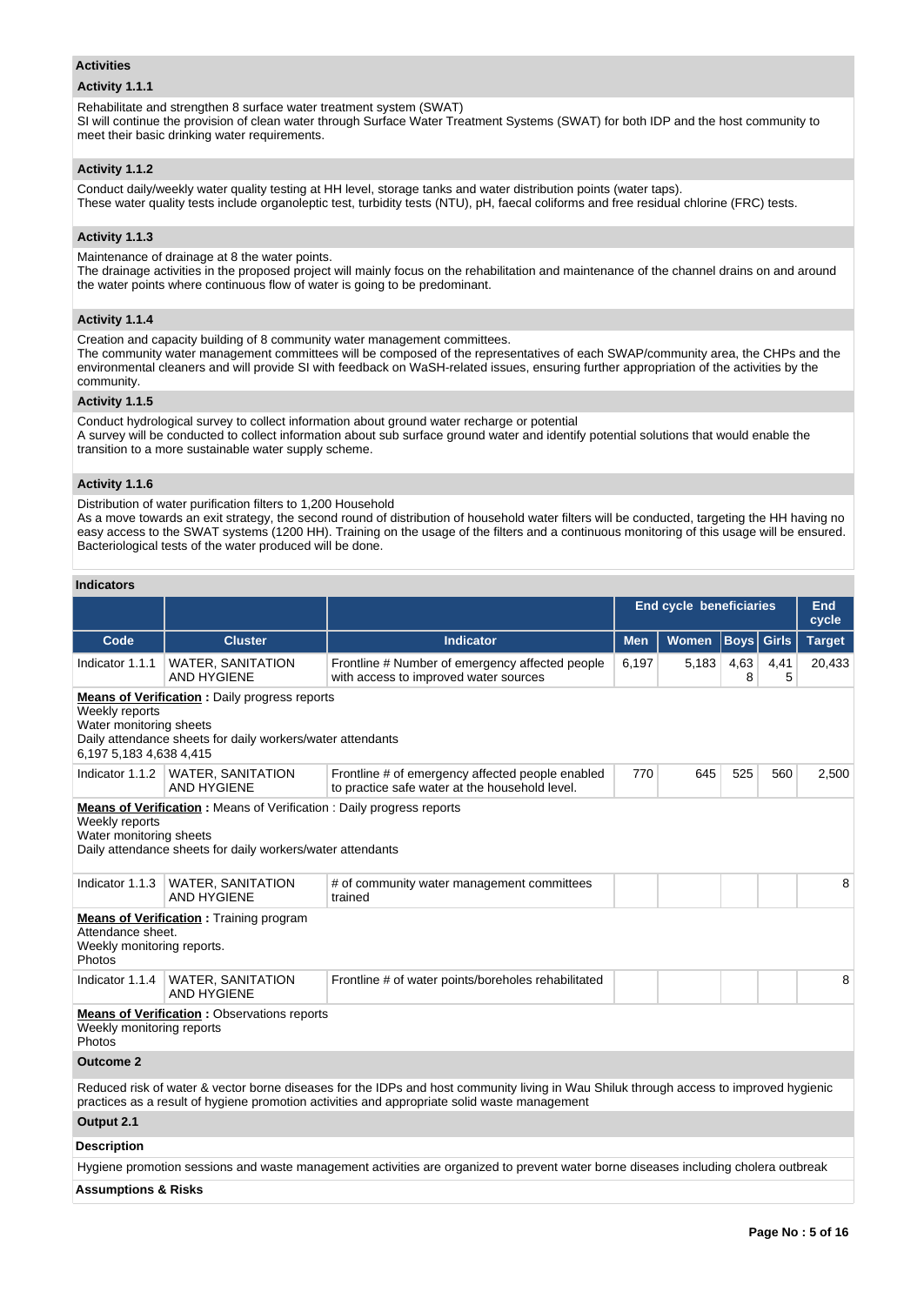### Activities

#### Activity 1.1.1

Rehabilitate and strengthen 8 surface water treatment system (SWAT)
SI will continue the provision of clean water through Surface Water Treatment Systems (SWAT) for both IDP and the host community to meet their basic drinking water requirements.

#### Activity 1.1.2

Conduct daily/weekly water quality testing at HH level, storage tanks and water distribution points (water taps).
These water quality tests include organoleptic test, turbidity tests (NTU), pH, faecal coliforms and free residual chlorine (FRC) tests.

#### Activity 1.1.3

Maintenance of drainage at 8 the water points.
The drainage activities in the proposed project will mainly focus on the rehabilitation and maintenance of the channel drains on and around the water points where continuous flow of water is going to be predominant.

#### Activity 1.1.4

Creation and capacity building of 8 community water management committees.
The community water management committees will be composed of the representatives of each SWAP/community area, the CHPs and the environmental cleaners and will provide SI with feedback on WaSH-related issues, ensuring further appropriation of the activities by the community.

#### Activity 1.1.5

Conduct hydrological survey to collect information about ground water recharge or potential
A survey will be conducted to collect information about sub surface ground water and identify potential solutions that would enable the transition to a more sustainable water supply scheme.

#### Activity 1.1.6

Distribution of water purification filters to 1,200 Household
As a move towards an exit strategy, the second round of distribution of household water filters will be conducted, targeting the HH having no easy access to the SWAT systems (1200 HH). Training on the usage of the filters and a continuous monitoring of this usage will be ensured. Bacteriological tests of the water produced will be done.

### Indicators

| | | | End cycle beneficiaries | | | | End cycle |
|---|---|---|---|---|---|---|---|
| **Code** | **Cluster** | **Indicator** | **Men** | **Women** | **Boys** | **Girls** | **Target** |
| Indicator 1.1.1 | WATER, SANITATION AND HYGIENE | Frontline # Number of emergency affected people with access to improved water sources | 6,197 | 5,183 | 4,638 | 4,415 | 20,433 |
| **Means of Verification :** Daily progress reports<br>Weekly reports<br>Water monitoring sheets<br>Daily attendance sheets for daily workers/water attendants<br>6,197 5,183 4,638 4,415 | | | | | | | |
| Indicator 1.1.2 | WATER, SANITATION AND HYGIENE | Frontline # of emergency affected people enabled to practice safe water at the household level. | 770 | 645 | 525 | 560 | 2,500 |
| **Means of Verification :** Means of Verification : Daily progress reports<br>Weekly reports<br>Water monitoring sheets<br>Daily attendance sheets for daily workers/water attendants | | | | | | | |
| Indicator 1.1.3 | WATER, SANITATION AND HYGIENE | # of community water management committees trained | | | | | 8 |
| **Means of Verification :** Training program<br>Attendance sheet.<br>Weekly monitoring reports.<br>Photos | | | | | | | |
| Indicator 1.1.4 | WATER, SANITATION AND HYGIENE | Frontline # of water points/boreholes rehabilitated | | | | | 8 |
| **Means of Verification :** Observations reports<br>Weekly monitoring reports<br>Photos | | | | | | | |

### Outcome 2

Reduced risk of water & vector borne diseases for the IDPs and host community living in Wau Shiluk through access to improved hygienic practices as a result of hygiene promotion activities and appropriate solid waste management

### Output 2.1

#### Description

Hygiene promotion sessions and waste management activities are organized to prevent water borne diseases including cholera outbreak

#### Assumptions & Risks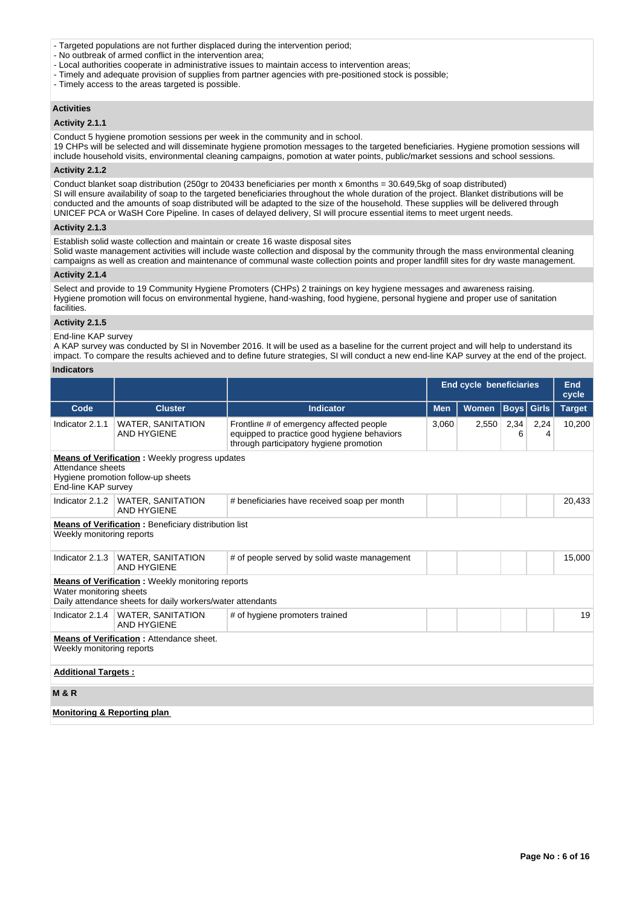- Targeted populations are not further displaced during the intervention period;
- No outbreak of armed conflict in the intervention area;
- Local authorities cooperate in administrative issues to maintain access to intervention areas;
- Timely and adequate provision of supplies from partner agencies with pre-positioned stock is possible;
- Timely access to the areas targeted is possible.

### Activities

#### Activity 2.1.1

Conduct 5 hygiene promotion sessions per week in the community and in school.
19 CHPs will be selected and will disseminate hygiene promotion messages to the targeted beneficiaries. Hygiene promotion sessions will include household visits, environmental cleaning campaigns, pomotion at water points, public/market sessions and school sessions.

#### Activity 2.1.2

Conduct blanket soap distribution (250gr to 20433 beneficiaries per month x 6months = 30.649,5kg of soap distributed)
SI will ensure availability of soap to the targeted beneficiaries throughout the whole duration of the project. Blanket distributions will be conducted and the amounts of soap distributed will be adapted to the size of the household. These supplies will be delivered through UNICEF PCA or WaSH Core Pipeline. In cases of delayed delivery, SI will procure essential items to meet urgent needs.

#### Activity 2.1.3

Establish solid waste collection and maintain or create 16 waste disposal sites
Solid waste management activities will include waste collection and disposal by the community through the mass environmental cleaning campaigns as well as creation and maintenance of communal waste collection points and proper landfill sites for dry waste management.

#### Activity 2.1.4

Select and provide to 19 Community Hygiene Promoters (CHPs) 2 trainings on key hygiene messages and awareness raising.
Hygiene promotion will focus on environmental hygiene, hand-washing, food hygiene, personal hygiene and proper use of sanitation facilities.

#### Activity 2.1.5

End-line KAP survey
A KAP survey was conducted by SI in November 2016. It will be used as a baseline for the current project and will help to understand its impact. To compare the results achieved and to define future strategies, SI will conduct a new end-line KAP survey at the end of the project.

### Indicators

| | | | End cycle beneficiaries | | | | End cycle |
|---|---|---|---|---|---|---|---|
| **Code** | **Cluster** | **Indicator** | **Men** | **Women** | **Boys** | **Girls** | **Target** |
| Indicator 2.1.1 | WATER, SANITATION AND HYGIENE | Frontline # of emergency affected people equipped to practice good hygiene behaviors through participatory hygiene promotion | 3,060 | 2,550 | 2,346 | 2,244 | 10,200 |
| **Means of Verification :** Weekly progress updates<br>Attendance sheets<br>Hygiene promotion follow-up sheets<br>End-line KAP survey | | | | | | | |
| Indicator 2.1.2 | WATER, SANITATION AND HYGIENE | # beneficiaries have received soap per month | | | | | 20,433 |
| **Means of Verification :** Beneficiary distribution list<br>Weekly monitoring reports | | | | | | | |
| Indicator 2.1.3 | WATER, SANITATION AND HYGIENE | # of people served by solid waste management | | | | | 15,000 |
| **Means of Verification :** Weekly monitoring reports<br>Water monitoring sheets<br>Daily attendance sheets for daily workers/water attendants | | | | | | | |
| Indicator 2.1.4 | WATER, SANITATION AND HYGIENE | # of hygiene promoters trained | | | | | 19 |
| **Means of Verification :** Attendance sheet.<br>Weekly monitoring reports | | | | | | | |

**Additional Targets :**

### M & R

**Monitoring & Reporting plan**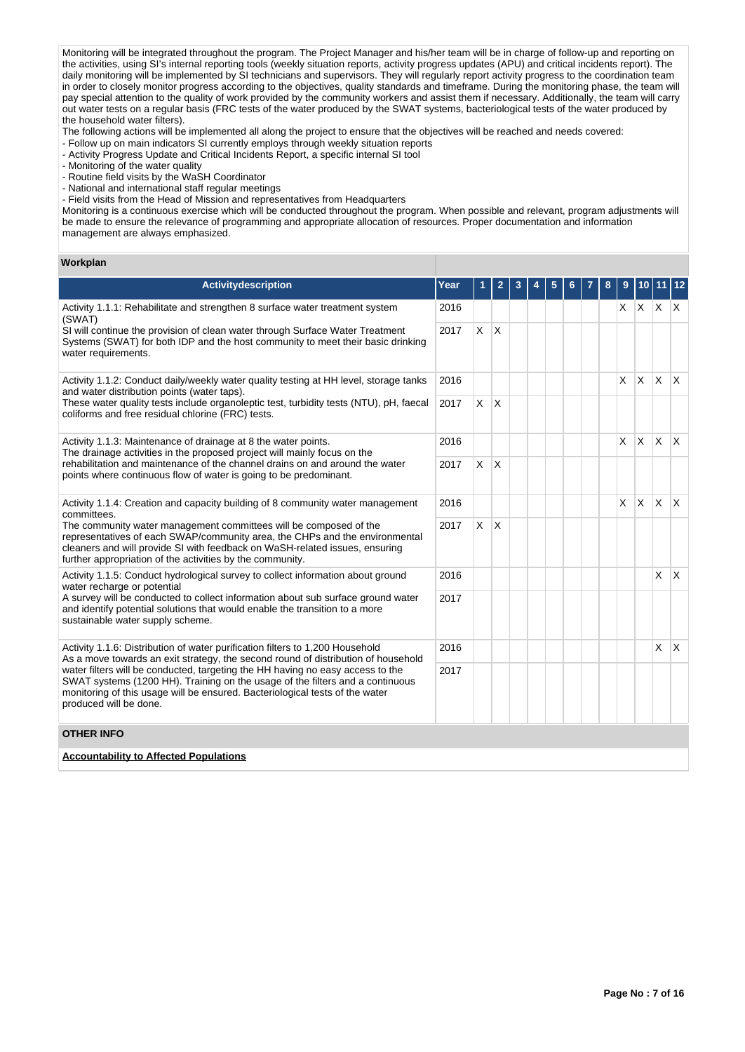Monitoring will be integrated throughout the program. The Project Manager and his/her team will be in charge of follow-up and reporting on the activities, using SI's internal reporting tools (weekly situation reports, activity progress updates (APU) and critical incidents report). The daily monitoring will be implemented by SI technicians and supervisors. They will regularly report activity progress to the coordination team in order to closely monitor progress according to the objectives, quality standards and timeframe. During the monitoring phase, the team will pay special attention to the quality of work provided by the community workers and assist them if necessary. Additionally, the team will carry out water tests on a regular basis (FRC tests of the water produced by the SWAT systems, bacteriological tests of the water produced by the household water filters).

The following actions will be implemented all along the project to ensure that the objectives will be reached and needs covered:

- Follow up on main indicators SI currently employs through weekly situation reports
- Activity Progress Update and Critical Incidents Report, a specific internal SI tool
- Monitoring of the water quality
- Routine field visits by the WaSH Coordinator
- National and international staff regular meetings
- Field visits from the Head of Mission and representatives from Headquarters

Monitoring is a continuous exercise which will be conducted throughout the program. When possible and relevant, program adjustments will be made to ensure the relevance of programming and appropriate allocation of resources. Proper documentation and information management are always emphasized.

### Workplan

| Activitydescription | Year | 1 | 2 | 3 | 4 | 5 | 6 | 7 | 8 | 9 | 10 | 11 | 12 |
|---|---|---|---|---|---|---|---|---|---|---|---|---|---|
| Activity 1.1.1: Rehabilitate and strengthen 8 surface water treatment system (SWAT)<br>SI will continue the provision of clean water through Surface Water Treatment Systems (SWAT) for both IDP and the host community to meet their basic drinking water requirements. | 2016 | | | | | | | | | X | X | X | X |
| | 2017 | X | X | | | | | | | | | | |
| Activity 1.1.2: Conduct daily/weekly water quality testing at HH level, storage tanks and water distribution points (water taps).<br>These water quality tests include organoleptic test, turbidity tests (NTU), pH, faecal coliforms and free residual chlorine (FRC) tests. | 2016 | | | | | | | | | X | X | X | X |
| | 2017 | X | X | | | | | | | | | | |
| Activity 1.1.3: Maintenance of drainage at 8 the water points.<br>The drainage activities in the proposed project will mainly focus on the rehabilitation and maintenance of the channel drains on and around the water points where continuous flow of water is going to be predominant. | 2016 | | | | | | | | | X | X | X | X |
| | 2017 | X | X | | | | | | | | | | |
| Activity 1.1.4: Creation and capacity building of 8 community water management committees.<br>The community water management committees will be composed of the representatives of each SWAP/community area, the CHPs and the environmental cleaners and will provide SI with feedback on WaSH-related issues, ensuring further appropriation of the activities by the community. | 2016 | | | | | | | | | X | X | X | X |
| | 2017 | X | X | | | | | | | | | | |
| Activity 1.1.5: Conduct hydrological survey to collect information about ground water recharge or potential<br>A survey will be conducted to collect information about sub surface ground water and identify potential solutions that would enable the transition to a more sustainable water supply scheme. | 2016 | | | | | | | | | | | X | X |
| | 2017 | | | | | | | | | | | | |
| Activity 1.1.6: Distribution of water purification filters to 1,200 Household<br>As a move towards an exit strategy, the second round of distribution of household water filters will be conducted, targeting the HH having no easy access to the SWAT systems (1200 HH). Training on the usage of the filters and a continuous monitoring of this usage will be ensured. Bacteriological tests of the water produced will be done. | 2016 | | | | | | | | | | | X | X |
| | 2017 | | | | | | | | | | | | |

### OTHER INFO

**Accountability to Affected Populations**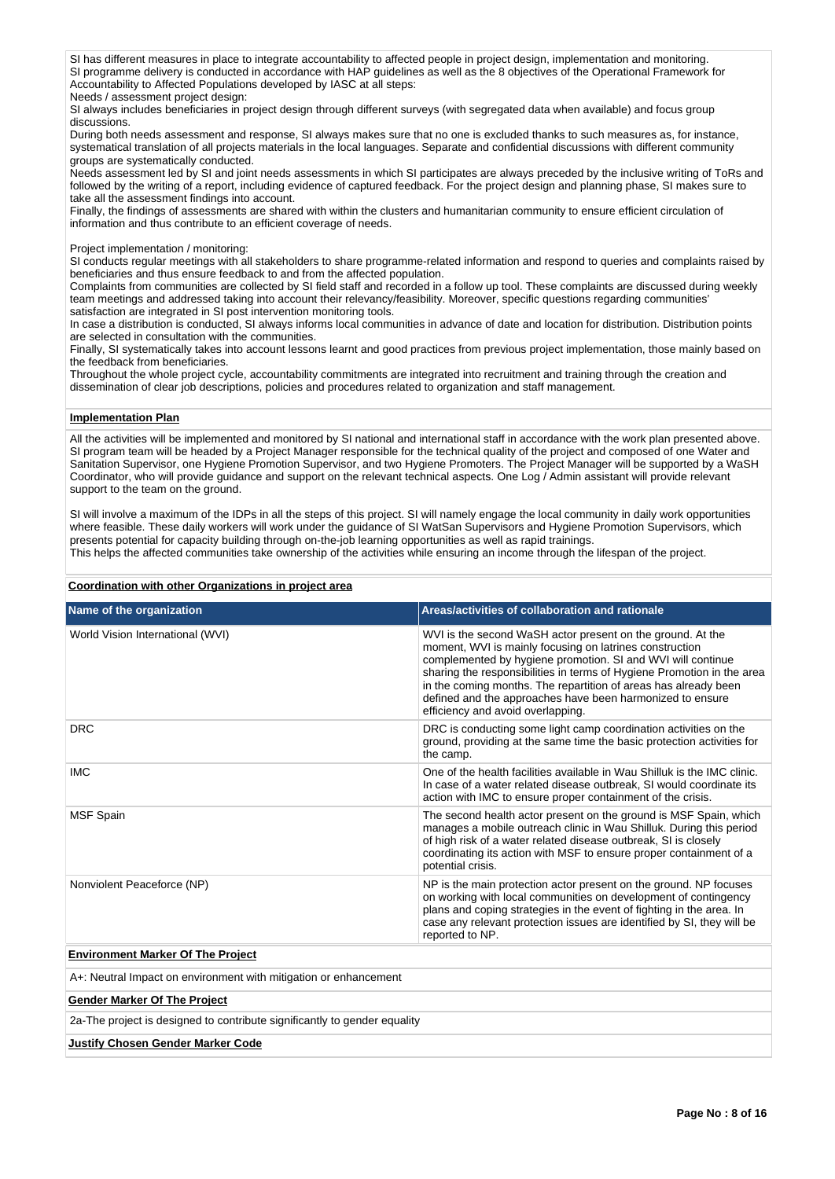SI has different measures in place to integrate accountability to affected people in project design, implementation and monitoring.
SI programme delivery is conducted in accordance with HAP guidelines as well as the 8 objectives of the Operational Framework for Accountability to Affected Populations developed by IASC at all steps:
Needs / assessment project design:
SI always includes beneficiaries in project design through different surveys (with segregated data when available) and focus group discussions.
During both needs assessment and response, SI always makes sure that no one is excluded thanks to such measures as, for instance, systematical translation of all projects materials in the local languages. Separate and confidential discussions with different community groups are systematically conducted.
Needs assessment led by SI and joint needs assessments in which SI participates are always preceded by the inclusive writing of ToRs and followed by the writing of a report, including evidence of captured feedback. For the project design and planning phase, SI makes sure to take all the assessment findings into account.
Finally, the findings of assessments are shared with within the clusters and humanitarian community to ensure efficient circulation of information and thus contribute to an efficient coverage of needs.

Project implementation / monitoring:
SI conducts regular meetings with all stakeholders to share programme-related information and respond to queries and complaints raised by beneficiaries and thus ensure feedback to and from the affected population.
Complaints from communities are collected by SI field staff and recorded in a follow up tool. These complaints are discussed during weekly team meetings and addressed taking into account their relevancy/feasibility. Moreover, specific questions regarding communities' satisfaction are integrated in SI post intervention monitoring tools.
In case a distribution is conducted, SI always informs local communities in advance of date and location for distribution. Distribution points are selected in consultation with the communities.
Finally, SI systematically takes into account lessons learnt and good practices from previous project implementation, those mainly based on the feedback from beneficiaries.
Throughout the whole project cycle, accountability commitments are integrated into recruitment and training through the creation and dissemination of clear job descriptions, policies and procedures related to organization and staff management.

**Implementation Plan**

All the activities will be implemented and monitored by SI national and international staff in accordance with the work plan presented above. SI program team will be headed by a Project Manager responsible for the technical quality of the project and composed of one Water and Sanitation Supervisor, one Hygiene Promotion Supervisor, and two Hygiene Promoters. The Project Manager will be supported by a WaSH Coordinator, who will provide guidance and support on the relevant technical aspects. One Log / Admin assistant will provide relevant support to the team on the ground.

SI will involve a maximum of the IDPs in all the steps of this project. SI will namely engage the local community in daily work opportunities where feasible. These daily workers will work under the guidance of SI WatSan Supervisors and Hygiene Promotion Supervisors, which presents potential for capacity building through on-the-job learning opportunities as well as rapid trainings.
This helps the affected communities take ownership of the activities while ensuring an income through the lifespan of the project.

**Coordination with other Organizations in project area**

| Name of the organization | Areas/activities of collaboration and rationale |
|---|---|
| World Vision International (WVI) | WVI is the second WaSH actor present on the ground. At the moment, WVI is mainly focusing on latrines construction complemented by hygiene promotion. SI and WVI will continue sharing the responsibilities in terms of Hygiene Promotion in the area in the coming months. The repartition of areas has already been defined and the approaches have been harmonized to ensure efficiency and avoid overlapping. |
| DRC | DRC is conducting some light camp coordination activities on the ground, providing at the same time the basic protection activities for the camp. |
| IMC | One of the health facilities available in Wau Shilluk is the IMC clinic. In case of a water related disease outbreak, SI would coordinate its action with IMC to ensure proper containment of the crisis. |
| MSF Spain | The second health actor present on the ground is MSF Spain, which manages a mobile outreach clinic in Wau Shilluk. During this period of high risk of a water related disease outbreak, SI is closely coordinating its action with MSF to ensure proper containment of a potential crisis. |
| Nonviolent Peaceforce (NP) | NP is the main protection actor present on the ground. NP focuses on working with local communities on development of contingency plans and coping strategies in the event of fighting in the area. In case any relevant protection issues are identified by SI, they will be reported to NP. |

**Environment Marker Of The Project**

A+: Neutral Impact on environment with mitigation or enhancement

**Gender Marker Of The Project**

2a-The project is designed to contribute significantly to gender equality

**Justify Chosen Gender Marker Code**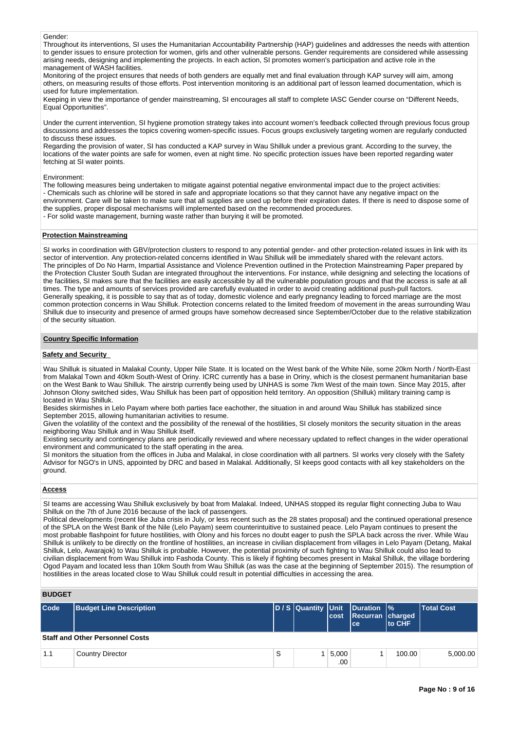Gender:
Throughout its interventions, SI uses the Humanitarian Accountability Partnership (HAP) guidelines and addresses the needs with attention to gender issues to ensure protection for women, girls and other vulnerable persons. Gender requirements are considered while assessing arising needs, designing and implementing the projects. In each action, SI promotes women's participation and active role in the management of WASH facilities.
Monitoring of the project ensures that needs of both genders are equally met and final evaluation through KAP survey will aim, among others, on measuring results of those efforts. Post intervention monitoring is an additional part of lesson learned documentation, which is used for future implementation.
Keeping in view the importance of gender mainstreaming, SI encourages all staff to complete IASC Gender course on "Different Needs, Equal Opportunities".

Under the current intervention, SI hygiene promotion strategy takes into account women's feedback collected through previous focus group discussions and addresses the topics covering women-specific issues. Focus groups exclusively targeting women are regularly conducted to discuss these issues.
Regarding the provision of water, SI has conducted a KAP survey in Wau Shilluk under a previous grant. According to the survey, the locations of the water points are safe for women, even at night time. No specific protection issues have been reported regarding water fetching at SI water points.

Environment:
The following measures being undertaken to mitigate against potential negative environmental impact due to the project activities:
- Chemicals such as chlorine will be stored in safe and appropriate locations so that they cannot have any negative impact on the environment. Care will be taken to make sure that all supplies are used up before their expiration dates. If there is need to dispose some of the supplies, proper disposal mechanisms will implemented based on the recommended procedures.
- For solid waste management, burning waste rather than burying it will be promoted.

**Protection Mainstreaming**

SI works in coordination with GBV/protection clusters to respond to any potential gender- and other protection-related issues in link with its sector of intervention. Any protection-related concerns identified in Wau Shilluk will be immediately shared with the relevant actors.
The principles of Do No Harm, Impartial Assistance and Violence Prevention outlined in the Protection Mainstreaming Paper prepared by the Protection Cluster South Sudan are integrated throughout the interventions. For instance, while designing and selecting the locations of the facilities, SI makes sure that the facilities are easily accessible by all the vulnerable population groups and that the access is safe at all times. The type and amounts of services provided are carefully evaluated in order to avoid creating additional push-pull factors.
Generally speaking, it is possible to say that as of today, domestic violence and early pregnancy leading to forced marriage are the most common protection concerns in Wau Shilluk. Protection concerns related to the limited freedom of movement in the areas surrounding Wau Shilluk due to insecurity and presence of armed groups have somehow decreased since September/October due to the relative stabilization of the security situation.

## Country Specific Information

**Safety and Security**

Wau Shilluk is situated in Malakal County, Upper Nile State. It is located on the West bank of the White Nile, some 20km North / North-East from Malakal Town and 40km South-West of Oriny. ICRC currently has a base in Oriny, which is the closest permanent humanitarian base on the West Bank to Wau Shilluk. The airstrip currently being used by UNHAS is some 7km West of the main town. Since May 2015, after Johnson Olony switched sides, Wau Shilluk has been part of opposition held territory. An opposition (Shilluk) military training camp is located in Wau Shilluk.
Besides skirmishes in Lelo Payam where both parties face eachother, the situation in and around Wau Shilluk has stabilized since September 2015, allowing humanitarian activities to resume.
Given the volatility of the context and the possibility of the renewal of the hostilities, SI closely monitors the security situation in the areas neighboring Wau Shilluk and in Wau Shilluk itself.
Existing security and contingency plans are periodically reviewed and where necessary updated to reflect changes in the wider operational environment and communicated to the staff operating in the area.
SI monitors the situation from the offices in Juba and Malakal, in close coordination with all partners. SI works very closely with the Safety Advisor for NGO's in UNS, appointed by DRC and based in Malakal. Additionally, SI keeps good contacts with all key stakeholders on the ground.

**Access**

SI teams are accessing Wau Shilluk exclusively by boat from Malakal. Indeed, UNHAS stopped its regular flight connecting Juba to Wau Shilluk on the 7th of June 2016 because of the lack of passengers.
Political developments (recent like Juba crisis in July, or less recent such as the 28 states proposal) and the continued operational presence of the SPLA on the West Bank of the Nile (Lelo Payam) seem counterintuitive to sustained peace. Lelo Payam continues to present the most probable flashpoint for future hostilities, with Olony and his forces no doubt eager to push the SPLA back across the river. While Wau Shilluk is unlikely to be directly on the frontline of hostilities, an increase in civilian displacement from villages in Lelo Payam (Detang, Makal Shilluk, Lelo, Awarajok) to Wau Shilluk is probable. However, the potential proximity of such fighting to Wau Shilluk could also lead to civilian displacement from Wau Shilluk into Fashoda County. This is likely if fighting becomes present in Makal Shilluk, the village bordering Ogod Payam and located less than 10km South from Wau Shilluk (as was the case at the beginning of September 2015). The resumption of hostilities in the areas located close to Wau Shilluk could result in potential difficulties in accessing the area.

## BUDGET

| Code | Budget Line Description | D / S | Quantity | Unit cost | Duration Recurrance | % charged to CHF | Total Cost |
|---|---|---|---|---|---|---|---|
| **Staff and Other Personnel Costs** | | | | | | | |
| 1.1 | Country Director | S | 1 | 5,000.00 | 1 | 100.00 | 5,000.00 |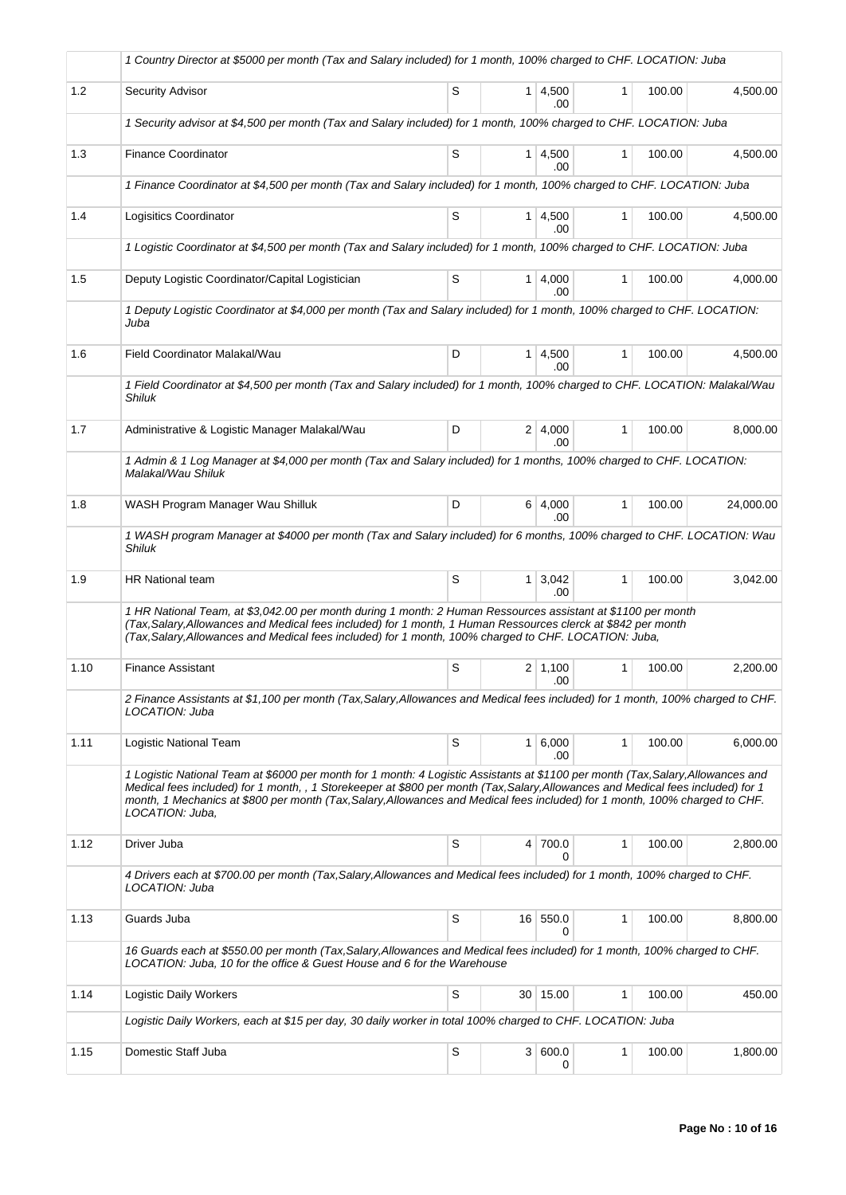| | | | | | | | |
|---|---|---|---|---|---|---|---|
| | *1 Country Director at $5000 per month (Tax and Salary included) for 1 month, 100% charged to CHF. LOCATION: Juba* | | | | | | |
| 1.2 | Security Advisor | S | 1 | 4,500.00 | 1 | 100.00 | 4,500.00 |
| | *1 Security advisor at $4,500 per month (Tax and Salary included) for 1 month, 100% charged to CHF. LOCATION: Juba* | | | | | | |
| 1.3 | Finance Coordinator | S | 1 | 4,500.00 | 1 | 100.00 | 4,500.00 |
| | *1 Finance Coordinator at $4,500 per month (Tax and Salary included) for 1 month, 100% charged to CHF. LOCATION: Juba* | | | | | | |
| 1.4 | Logisitics Coordinator | S | 1 | 4,500.00 | 1 | 100.00 | 4,500.00 |
| | *1 Logistic Coordinator at $4,500 per month (Tax and Salary included) for 1 month, 100% charged to CHF. LOCATION: Juba* | | | | | | |
| 1.5 | Deputy Logistic Coordinator/Capital Logistician | S | 1 | 4,000.00 | 1 | 100.00 | 4,000.00 |
| | *1 Deputy Logistic Coordinator at $4,000 per month (Tax and Salary included) for 1 month, 100% charged to CHF. LOCATION: Juba* | | | | | | |
| 1.6 | Field Coordinator Malakal/Wau | D | 1 | 4,500.00 | 1 | 100.00 | 4,500.00 |
| | *1 Field Coordinator at $4,500 per month (Tax and Salary included) for 1 month, 100% charged to CHF. LOCATION: Malakal/Wau Shiluk* | | | | | | |
| 1.7 | Administrative & Logistic Manager Malakal/Wau | D | 2 | 4,000.00 | 1 | 100.00 | 8,000.00 |
| | *1 Admin & 1 Log Manager at $4,000 per month (Tax and Salary included) for 1 months, 100% charged to CHF. LOCATION: Malakal/Wau Shiluk* | | | | | | |
| 1.8 | WASH Program Manager Wau Shilluk | D | 6 | 4,000.00 | 1 | 100.00 | 24,000.00 |
| | *1 WASH program Manager at $4000 per month (Tax and Salary included) for 6 months, 100% charged to CHF. LOCATION: Wau Shiluk* | | | | | | |
| 1.9 | HR National team | S | 1 | 3,042.00 | 1 | 100.00 | 3,042.00 |
| | *1 HR National Team, at $3,042.00 per month during 1 month: 2 Human Ressources assistant at $1100 per month (Tax,Salary,Allowances and Medical fees included) for 1 month, 1 Human Ressources clerck at $842 per month (Tax,Salary,Allowances and Medical fees included) for 1 month, 100% charged to CHF. LOCATION: Juba,* | | | | | | |
| 1.10 | Finance Assistant | S | 2 | 1,100.00 | 1 | 100.00 | 2,200.00 |
| | *2 Finance Assistants at $1,100 per month (Tax,Salary,Allowances and Medical fees included) for 1 month, 100% charged to CHF. LOCATION: Juba* | | | | | | |
| 1.11 | Logistic National Team | S | 1 | 6,000.00 | 1 | 100.00 | 6,000.00 |
| | *1 Logistic National Team at $6000 per month for 1 month: 4 Logistic Assistants at $1100 per month (Tax,Salary,Allowances and Medical fees included) for 1 month, , 1 Storekeeper at $800 per month (Tax,Salary,Allowances and Medical fees included) for 1 month, 1 Mechanics at $800 per month (Tax,Salary,Allowances and Medical fees included) for 1 month, 100% charged to CHF. LOCATION: Juba,* | | | | | | |
| 1.12 | Driver Juba | S | 4 | 700.00 | 1 | 100.00 | 2,800.00 |
| | *4 Drivers each at $700.00 per month (Tax,Salary,Allowances and Medical fees included) for 1 month, 100% charged to CHF. LOCATION: Juba* | | | | | | |
| 1.13 | Guards Juba | S | 16 | 550.00 | 1 | 100.00 | 8,800.00 |
| | *16 Guards each at $550.00 per month (Tax,Salary,Allowances and Medical fees included) for 1 month, 100% charged to CHF. LOCATION: Juba, 10 for the office & Guest House and 6 for the Warehouse* | | | | | | |
| 1.14 | Logistic Daily Workers | S | 30 | 15.00 | 1 | 100.00 | 450.00 |
| | *Logistic Daily Workers, each at $15 per day, 30 daily worker in total 100% charged to CHF. LOCATION: Juba* | | | | | | |
| 1.15 | Domestic Staff Juba | S | 3 | 600.00 | 1 | 100.00 | 1,800.00 |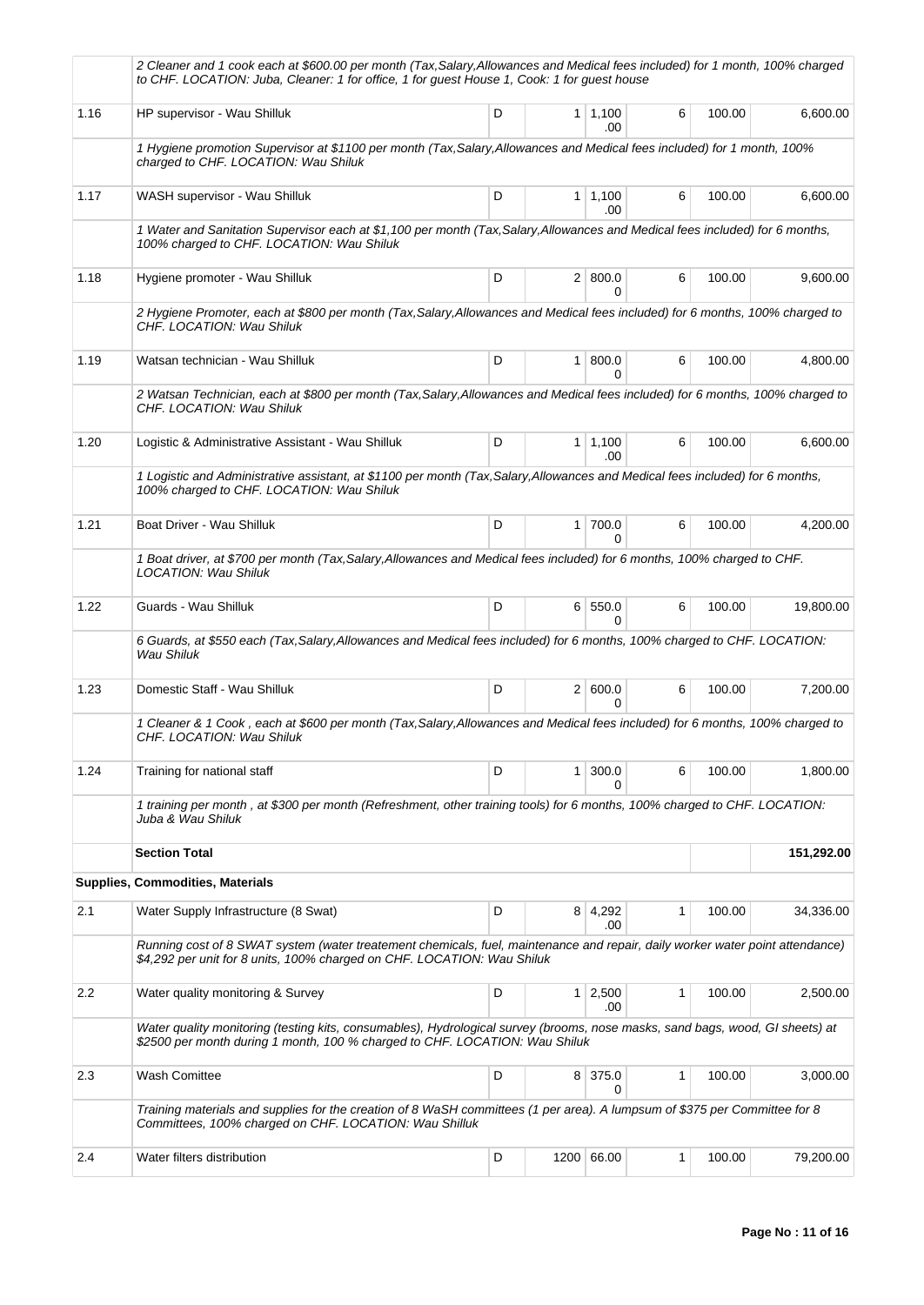| | | | | | | | |
|---|---|---|---|---|---|---|---|
| | *2 Cleaner and 1 cook each at $600.00 per month (Tax,Salary,Allowances and Medical fees included) for 1 month, 100% charged to CHF. LOCATION: Juba, Cleaner: 1 for office, 1 for guest House 1, Cook: 1 for guest house* | | | | | | |
| 1.16 | HP supervisor - Wau Shilluk | D | 1 | 1,100.00 | 6 | 100.00 | 6,600.00 |
| | *1 Hygiene promotion Supervisor at $1100 per month (Tax,Salary,Allowances and Medical fees included) for 1 month, 100% charged to CHF. LOCATION: Wau Shiluk* | | | | | | |
| 1.17 | WASH supervisor - Wau Shilluk | D | 1 | 1,100.00 | 6 | 100.00 | 6,600.00 |
| | *1 Water and Sanitation Supervisor each at $1,100 per month (Tax,Salary,Allowances and Medical fees included) for 6 months, 100% charged to CHF. LOCATION: Wau Shiluk* | | | | | | |
| 1.18 | Hygiene promoter - Wau Shilluk | D | 2 | 800.00 | 6 | 100.00 | 9,600.00 |
| | *2 Hygiene Promoter, each at $800 per month (Tax,Salary,Allowances and Medical fees included) for 6 months, 100% charged to CHF. LOCATION: Wau Shiluk* | | | | | | |
| 1.19 | Watsan technician - Wau Shilluk | D | 1 | 800.00 | 6 | 100.00 | 4,800.00 |
| | *2 Watsan Technician, each at $800 per month (Tax,Salary,Allowances and Medical fees included) for 6 months, 100% charged to CHF. LOCATION: Wau Shiluk* | | | | | | |
| 1.20 | Logistic & Administrative Assistant - Wau Shilluk | D | 1 | 1,100.00 | 6 | 100.00 | 6,600.00 |
| | *1 Logistic and Administrative assistant, at $1100 per month (Tax,Salary,Allowances and Medical fees included) for 6 months, 100% charged to CHF. LOCATION: Wau Shiluk* | | | | | | |
| 1.21 | Boat Driver - Wau Shilluk | D | 1 | 700.00 | 6 | 100.00 | 4,200.00 |
| | *1 Boat driver, at $700 per month (Tax,Salary,Allowances and Medical fees included) for 6 months, 100% charged to CHF. LOCATION: Wau Shiluk* | | | | | | |
| 1.22 | Guards - Wau Shilluk | D | 6 | 550.00 | 6 | 100.00 | 19,800.00 |
| | *6 Guards, at $550 each (Tax,Salary,Allowances and Medical fees included) for 6 months, 100% charged to CHF. LOCATION: Wau Shiluk* | | | | | | |
| 1.23 | Domestic Staff - Wau Shilluk | D | 2 | 600.00 | 6 | 100.00 | 7,200.00 |
| | *1 Cleaner & 1 Cook , each at $600 per month (Tax,Salary,Allowances and Medical fees included) for 6 months, 100% charged to CHF. LOCATION: Wau Shiluk* | | | | | | |
| 1.24 | Training for national staff | D | 1 | 300.00 | 6 | 100.00 | 1,800.00 |
| | *1 training per month , at $300 per month (Refreshment, other training tools) for 6 months, 100% charged to CHF. LOCATION: Juba & Wau Shiluk* | | | | | | |
| | **Section Total** | | | | | | **151,292.00** |
| **Supplies, Commodities, Materials** | | | | | | | |
| 2.1 | Water Supply Infrastructure (8 Swat) | D | 8 | 4,292.00 | 1 | 100.00 | 34,336.00 |
| | *Running cost of 8 SWAT system (water treatement chemicals, fuel, maintenance and repair, daily worker water point attendance) $4,292 per unit for 8 units, 100% charged on CHF. LOCATION: Wau Shiluk* | | | | | | |
| 2.2 | Water quality monitoring & Survey | D | 1 | 2,500.00 | 1 | 100.00 | 2,500.00 |
| | *Water quality monitoring (testing kits, consumables), Hydrological survey (brooms, nose masks, sand bags, wood, GI sheets) at $2500 per month during 1 month, 100 % charged to CHF. LOCATION: Wau Shiluk* | | | | | | |
| 2.3 | Wash Comittee | D | 8 | 375.00 | 1 | 100.00 | 3,000.00 |
| | *Training materials and supplies for the creation of 8 WaSH committees (1 per area). A lumpsum of $375 per Committee for 8 Committees, 100% charged on CHF. LOCATION: Wau Shilluk* | | | | | | |
| 2.4 | Water filters distribution | D | 1200 | 66.00 | 1 | 100.00 | 79,200.00 |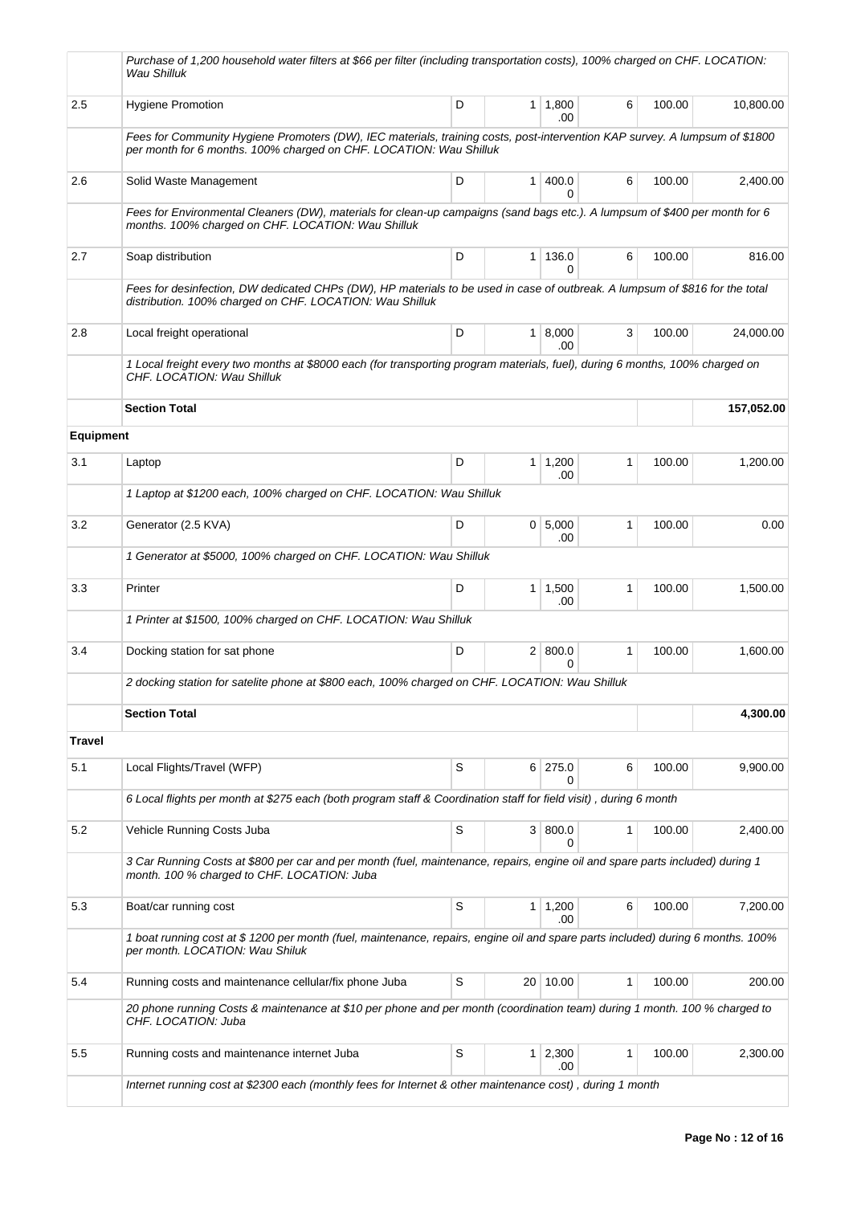| | | | | | | | |
|---|---|---|---|---|---|---|---|
| | *Purchase of 1,200 household water filters at $66 per filter (including transportation costs), 100% charged on CHF. LOCATION: Wau Shilluk* | | | | | | |
| 2.5 | Hygiene Promotion | D | 1 | 1,800.00 | 6 | 100.00 | 10,800.00 |
| | *Fees for Community Hygiene Promoters (DW), IEC materials, training costs, post-intervention KAP survey. A lumpsum of $1800 per month for 6 months. 100% charged on CHF. LOCATION: Wau Shilluk* | | | | | | |
| 2.6 | Solid Waste Management | D | 1 | 400.00 | 6 | 100.00 | 2,400.00 |
| | *Fees for Environmental Cleaners (DW), materials for clean-up campaigns (sand bags etc.). A lumpsum of $400 per month for 6 months. 100% charged on CHF. LOCATION: Wau Shilluk* | | | | | | |
| 2.7 | Soap distribution | D | 1 | 136.00 | 6 | 100.00 | 816.00 |
| | *Fees for desinfection, DW dedicated CHPs (DW), HP materials to be used in case of outbreak. A lumpsum of $816 for the total distribution. 100% charged on CHF. LOCATION: Wau Shilluk* | | | | | | |
| 2.8 | Local freight operational | D | 1 | 8,000.00 | 3 | 100.00 | 24,000.00 |
| | *1 Local freight every two months at $8000 each (for transporting program materials, fuel), during 6 months, 100% charged on CHF. LOCATION: Wau Shilluk* | | | | | | |
| | **Section Total** | | | | | | **157,052.00** |
| **Equipment** | | | | | | | |
| 3.1 | Laptop | D | 1 | 1,200.00 | 1 | 100.00 | 1,200.00 |
| | *1 Laptop at $1200 each, 100% charged on CHF. LOCATION: Wau Shilluk* | | | | | | |
| 3.2 | Generator (2.5 KVA) | D | 0 | 5,000.00 | 1 | 100.00 | 0.00 |
| | *1 Generator at $5000, 100% charged on CHF. LOCATION: Wau Shilluk* | | | | | | |
| 3.3 | Printer | D | 1 | 1,500.00 | 1 | 100.00 | 1,500.00 |
| | *1 Printer at $1500, 100% charged on CHF. LOCATION: Wau Shilluk* | | | | | | |
| 3.4 | Docking station for sat phone | D | 2 | 800.00 | 1 | 100.00 | 1,600.00 |
| | *2 docking station for satelite phone at $800 each, 100% charged on CHF. LOCATION: Wau Shilluk* | | | | | | |
| | **Section Total** | | | | | | **4,300.00** |
| **Travel** | | | | | | | |
| 5.1 | Local Flights/Travel (WFP) | S | 6 | 275.00 | 6 | 100.00 | 9,900.00 |
| | *6 Local flights per month at $275 each (both program staff & Coordination staff for field visit) , during 6 month* | | | | | | |
| 5.2 | Vehicle Running Costs Juba | S | 3 | 800.00 | 1 | 100.00 | 2,400.00 |
| | *3 Car Running Costs at $800 per car and per month (fuel, maintenance, repairs, engine oil and spare parts included) during 1 month. 100 % charged to CHF. LOCATION: Juba* | | | | | | |
| 5.3 | Boat/car running cost | S | 1 | 1,200.00 | 6 | 100.00 | 7,200.00 |
| | *1 boat running cost at $ 1200 per month (fuel, maintenance, repairs, engine oil and spare parts included) during 6 months. 100% per month. LOCATION: Wau Shiluk* | | | | | | |
| 5.4 | Running costs and maintenance cellular/fix phone Juba | S | 20 | 10.00 | 1 | 100.00 | 200.00 |
| | *20 phone running Costs & maintenance at $10 per phone and per month (coordination team) during 1 month. 100 % charged to CHF. LOCATION: Juba* | | | | | | |
| 5.5 | Running costs and maintenance internet Juba | S | 1 | 2,300.00 | 1 | 100.00 | 2,300.00 |
| | *Internet running cost at $2300 each (monthly fees for Internet & other maintenance cost) , during 1 month* | | | | | | |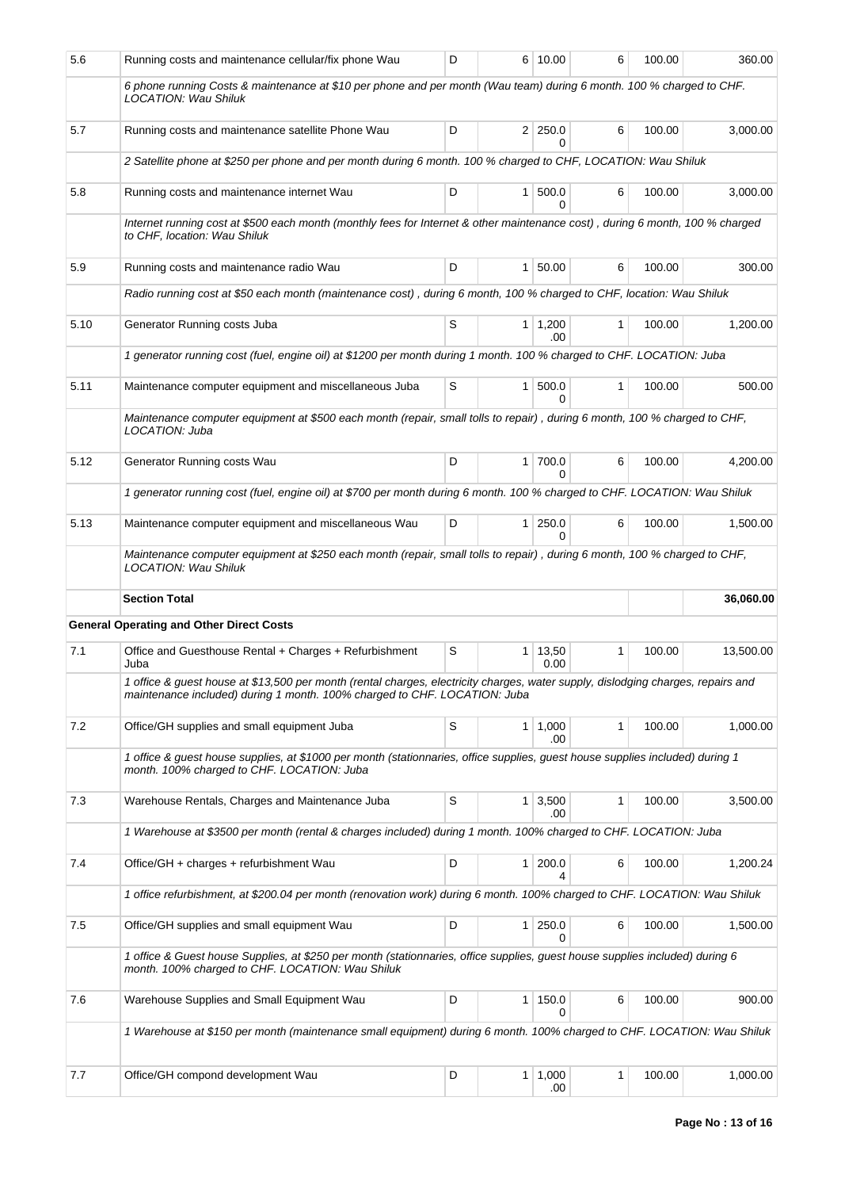| 5.6 | Running costs and maintenance cellular/fix phone Wau | D | 6 | 10.00 | 6 | 100.00 | 360.00 |
|---|---|---|---|---|---|---|---|
| | *6 phone running Costs & maintenance at $10 per phone and per month (Wau team) during 6 month. 100 % charged to CHF. LOCATION: Wau Shiluk* | | | | | | |
| 5.7 | Running costs and maintenance satellite Phone Wau | D | 2 | 250.00 | 6 | 100.00 | 3,000.00 |
| | *2 Satellite phone at $250 per phone and per month during 6 month. 100 % charged to CHF, LOCATION: Wau Shiluk* | | | | | | |
| 5.8 | Running costs and maintenance internet Wau | D | 1 | 500.00 | 6 | 100.00 | 3,000.00 |
| | *Internet running cost at $500 each month (monthly fees for Internet & other maintenance cost) , during 6 month, 100 % charged to CHF, location: Wau Shiluk* | | | | | | |
| 5.9 | Running costs and maintenance radio Wau | D | 1 | 50.00 | 6 | 100.00 | 300.00 |
| | *Radio running cost at $50 each month (maintenance cost) , during 6 month, 100 % charged to CHF, location: Wau Shiluk* | | | | | | |
| 5.10 | Generator Running costs Juba | S | 1 | 1,200.00 | 1 | 100.00 | 1,200.00 |
| | *1 generator running cost (fuel, engine oil) at $1200 per month during 1 month. 100 % charged to CHF. LOCATION: Juba* | | | | | | |
| 5.11 | Maintenance computer equipment and miscellaneous Juba | S | 1 | 500.00 | 1 | 100.00 | 500.00 |
| | *Maintenance computer equipment at $500 each month (repair, small tolls to repair) , during 6 month, 100 % charged to CHF, LOCATION: Juba* | | | | | | |
| 5.12 | Generator Running costs Wau | D | 1 | 700.00 | 6 | 100.00 | 4,200.00 |
| | *1 generator running cost (fuel, engine oil) at $700 per month during 6 month. 100 % charged to CHF. LOCATION: Wau Shiluk* | | | | | | |
| 5.13 | Maintenance computer equipment and miscellaneous Wau | D | 1 | 250.00 | 6 | 100.00 | 1,500.00 |
| | *Maintenance computer equipment at $250 each month (repair, small tolls to repair) , during 6 month, 100 % charged to CHF, LOCATION: Wau Shiluk* | | | | | | |
| | **Section Total** | | | | | | **36,060.00** |
| | **General Operating and Other Direct Costs** | | | | | | |
| 7.1 | Office and Guesthouse Rental + Charges + Refurbishment Juba | S | 1 | 13,500.00 | 1 | 100.00 | 13,500.00 |
| | *1 office & guest house at $13,500 per month (rental charges, electricity charges, water supply, dislodging charges, repairs and maintenance included) during 1 month. 100% charged to CHF. LOCATION: Juba* | | | | | | |
| 7.2 | Office/GH supplies and small equipment Juba | S | 1 | 1,000.00 | 1 | 100.00 | 1,000.00 |
| | *1 office & guest house supplies, at $1000 per month (stationnaries, office supplies, guest house supplies included) during 1 month. 100% charged to CHF. LOCATION: Juba* | | | | | | |
| 7.3 | Warehouse Rentals, Charges and Maintenance Juba | S | 1 | 3,500.00 | 1 | 100.00 | 3,500.00 |
| | *1 Warehouse at $3500 per month (rental & charges included) during 1 month. 100% charged to CHF. LOCATION: Juba* | | | | | | |
| 7.4 | Office/GH + charges + refurbishment Wau | D | 1 | 200.04 | 6 | 100.00 | 1,200.24 |
| | *1 office refurbishment, at $200.04 per month (renovation work) during 6 month. 100% charged to CHF. LOCATION: Wau Shiluk* | | | | | | |
| 7.5 | Office/GH supplies and small equipment Wau | D | 1 | 250.00 | 6 | 100.00 | 1,500.00 |
| | *1 office & Guest house Supplies, at $250 per month (stationnaries, office supplies, guest house supplies included) during 6 month. 100% charged to CHF. LOCATION: Wau Shiluk* | | | | | | |
| 7.6 | Warehouse Supplies and Small Equipment Wau | D | 1 | 150.00 | 6 | 100.00 | 900.00 |
| | *1 Warehouse at $150 per month (maintenance small equipment) during 6 month. 100% charged to CHF. LOCATION: Wau Shiluk* | | | | | | |
| 7.7 | Office/GH compond development Wau | D | 1 | 1,000.00 | 1 | 100.00 | 1,000.00 |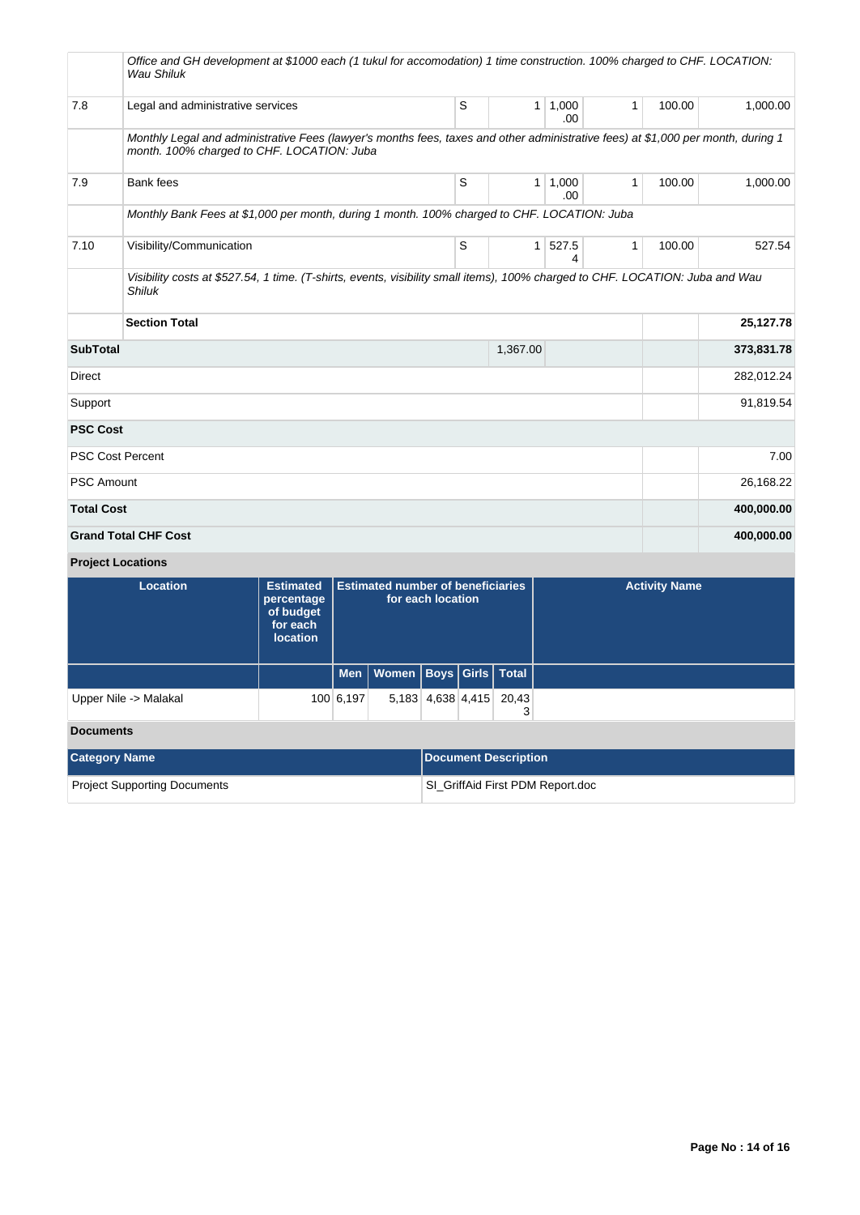| | | | | | | | | |
|---|---|---|---|---|---|---|---|---|
| | *Office and GH development at $1000 each (1 tukul for accomodation) 1 time construction. 100% charged to CHF. LOCATION: Wau Shiluk* | | | | | | | |
| 7.8 | Legal and administrative services | S | 1 | 1,000.00 | 1 | 100.00 | | 1,000.00 |
| | *Monthly Legal and administrative Fees (lawyer's months fees, taxes and other administrative fees) at $1,000 per month, during 1 month. 100% charged to CHF. LOCATION: Juba* | | | | | | | |
| 7.9 | Bank fees | S | 1 | 1,000.00 | 1 | 100.00 | | 1,000.00 |
| | *Monthly Bank Fees at $1,000 per month, during 1 month. 100% charged to CHF. LOCATION: Juba* | | | | | | | |
| 7.10 | Visibility/Communication | S | 1 | 527.54 | 1 | 100.00 | | 527.54 |
| | *Visibility costs at $527.54, 1 time. (T-shirts, events, visibility small items), 100% charged to CHF. LOCATION: Juba and Wau Shiluk* | | | | | | | |
| | **Section Total** | | | | | | | **25,127.78** |
| **SubTotal** | | | 1,367.00 | | | | | **373,831.78** |
| Direct | | | | | | | | 282,012.24 |
| Support | | | | | | | | 91,819.54 |
| **PSC Cost** | | | | | | | | |
| PSC Cost Percent | | | | | | | | 7.00 |
| PSC Amount | | | | | | | | 26,168.22 |
| **Total Cost** | | | | | | | | **400,000.00** |
| **Grand Total CHF Cost** | | | | | | | | **400,000.00** |

**Project Locations**

| Location | Estimated percentage of budget for each location | Estimated number of beneficiaries for each location | | | | | Activity Name |
|---|---|---|---|---|---|---|---|
| | | Men | Women | Boys | Girls | Total | |
| Upper Nile -> Malakal | 100 | 6,197 | 5,183 | 4,638 | 4,415 | 20,433 | |

**Documents**

| Category Name | Document Description |
|---|---|
| Project Supporting Documents | SI_GriffAid First PDM Report.doc |